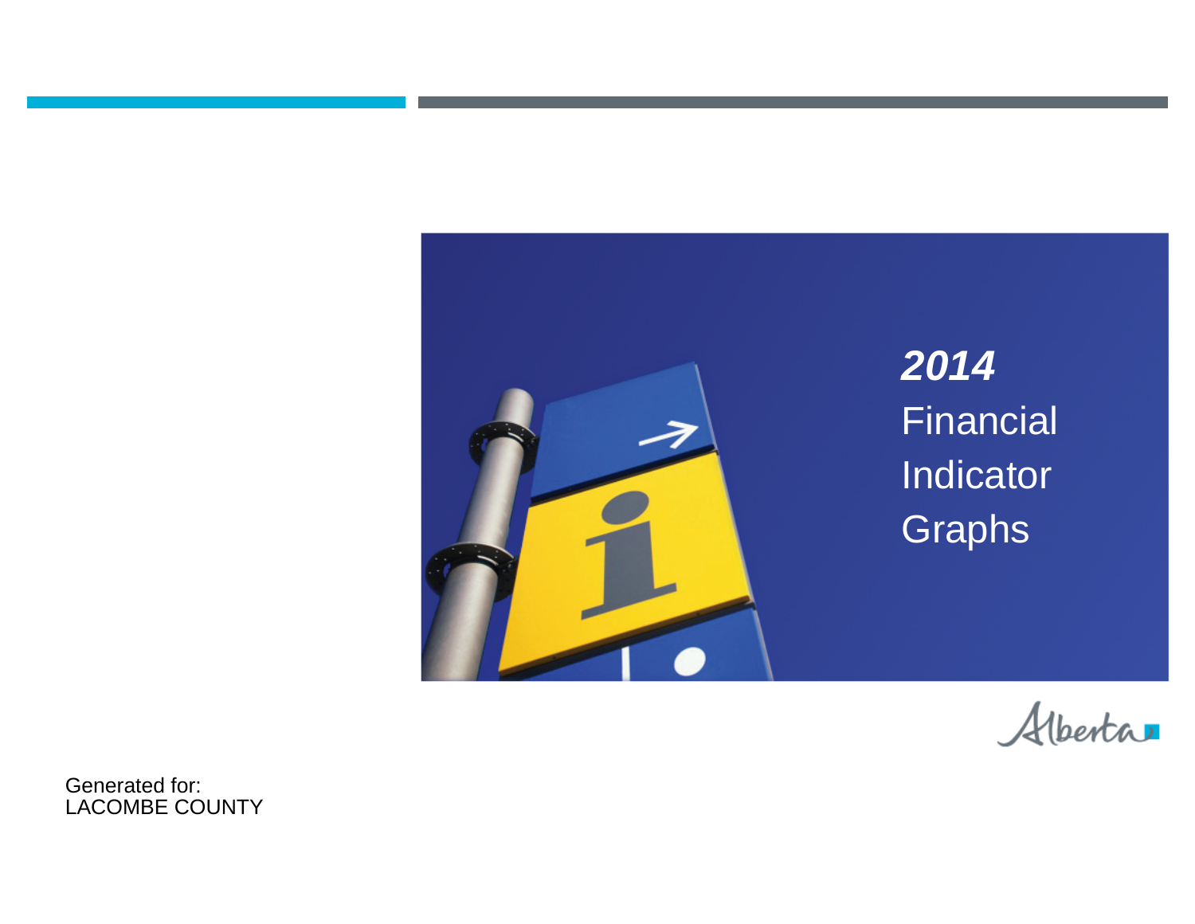# *2014* Financial Indicator Graphs

Generated for:
LACOMBE COUNTY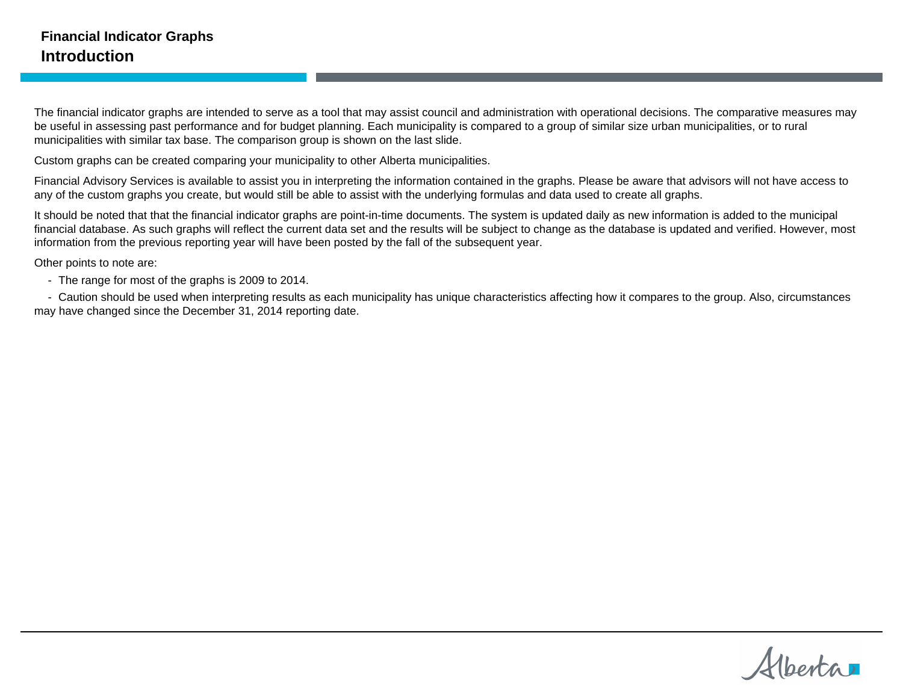# Financial Indicator Graphs

## Introduction

The financial indicator graphs are intended to serve as a tool that may assist council and administration with operational decisions. The comparative measures may be useful in assessing past performance and for budget planning. Each municipality is compared to a group of similar size urban municipalities, or to rural municipalities with similar tax base. The comparison group is shown on the last slide.

Custom graphs can be created comparing your municipality to other Alberta municipalities.

Financial Advisory Services is available to assist you in interpreting the information contained in the graphs. Please be aware that advisors will not have access to any of the custom graphs you create, but would still be able to assist with the underlying formulas and data used to create all graphs.

It should be noted that that the financial indicator graphs are point-in-time documents. The system is updated daily as new information is added to the municipal financial database. As such graphs will reflect the current data set and the results will be subject to change as the database is updated and verified. However, most information from the previous reporting year will have been posted by the fall of the subsequent year.

Other points to note are:

- The range for most of the graphs is 2009 to 2014.
- Caution should be used when interpreting results as each municipality has unique characteristics affecting how it compares to the group. Also, circumstances may have changed since the December 31, 2014 reporting date.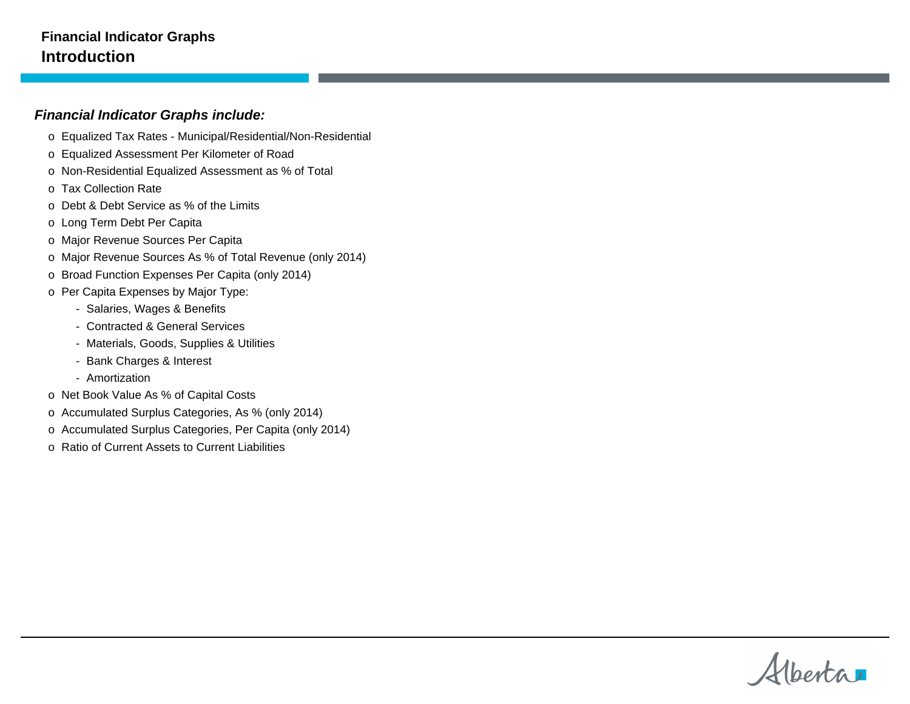## Financial Indicator Graphs
## Introduction

***Financial Indicator Graphs include:***

- Equalized Tax Rates - Municipal/Residential/Non-Residential
- Equalized Assessment Per Kilometer of Road
- Non-Residential Equalized Assessment as % of Total
- Tax Collection Rate
- Debt & Debt Service as % of the Limits
- Long Term Debt Per Capita
- Major Revenue Sources Per Capita
- Major Revenue Sources As % of Total Revenue (only 2014)
- Broad Function Expenses Per Capita (only 2014)
- Per Capita Expenses by Major Type:
  - Salaries, Wages & Benefits
  - Contracted & General Services
  - Materials, Goods, Supplies & Utilities
  - Bank Charges & Interest
  - Amortization
- Net Book Value As % of Capital Costs
- Accumulated Surplus Categories, As % (only 2014)
- Accumulated Surplus Categories, Per Capita (only 2014)
- Ratio of Current Assets to Current Liabilities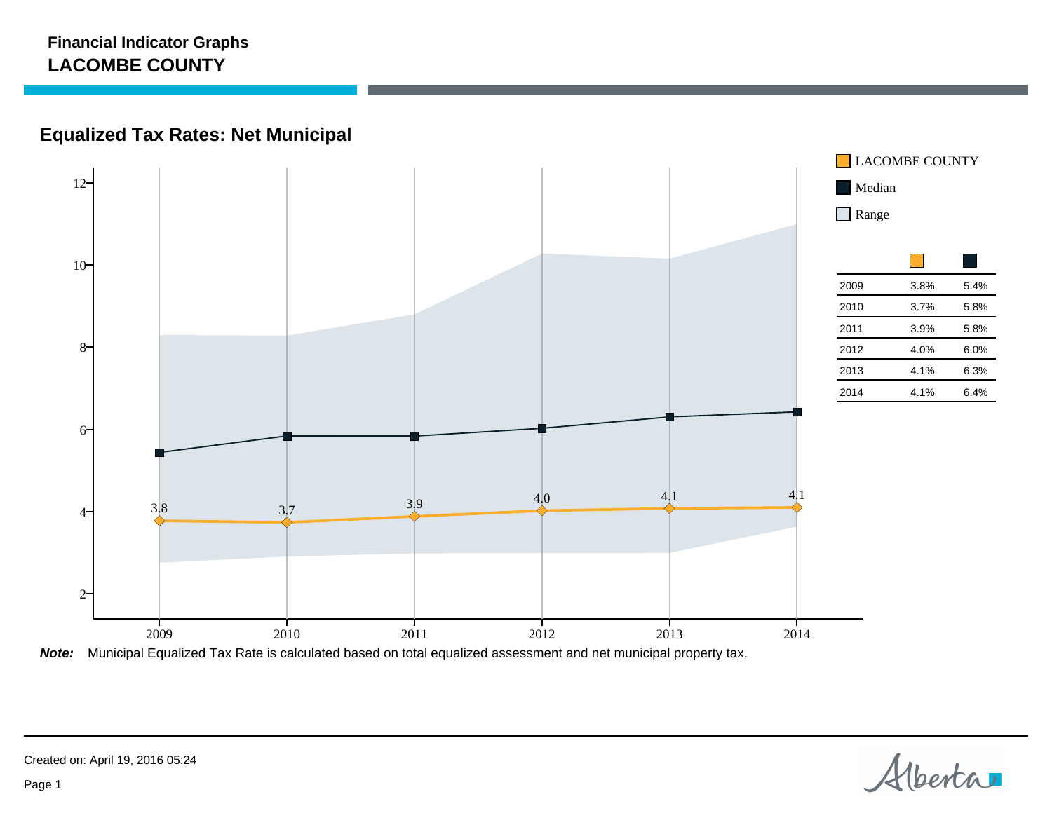**Financial Indicator Graphs**

**LACOMBE COUNTY**

## Equalized Tax Rates: Net Municipal

Legend: LACOMBE COUNTY, Median, Range

| | LACOMBE COUNTY | Median |
|---|---|---|
| 2009 | 3.8% | 5.4% |
| 2010 | 3.7% | 5.8% |
| 2011 | 3.9% | 5.8% |
| 2012 | 4.0% | 6.0% |
| 2013 | 4.1% | 6.3% |
| 2014 | 4.1% | 6.4% |

***Note:*** Municipal Equalized Tax Rate is calculated based on total equalized assessment and net municipal property tax.

Created on: April 19, 2016 05:24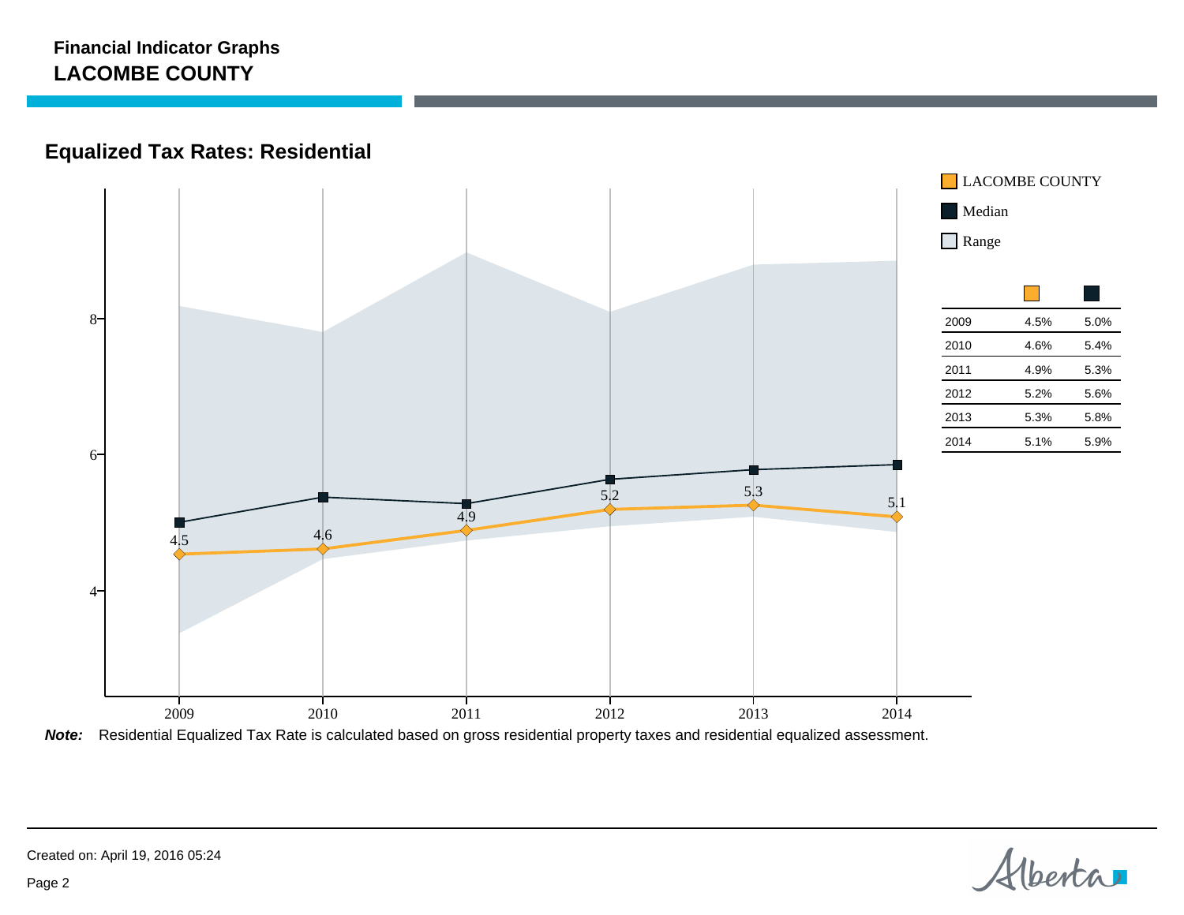**Financial Indicator Graphs**

**LACOMBE COUNTY**

## Equalized Tax Rates: Residential

| | LACOMBE COUNTY | Median |
|---|---|---|
| 2009 | 4.5% | 5.0% |
| 2010 | 4.6% | 5.4% |
| 2011 | 4.9% | 5.3% |
| 2012 | 5.2% | 5.6% |
| 2013 | 5.3% | 5.8% |
| 2014 | 5.1% | 5.9% |

***Note:*** Residential Equalized Tax Rate is calculated based on gross residential property taxes and residential equalized assessment.

Created on: April 19, 2016 05:24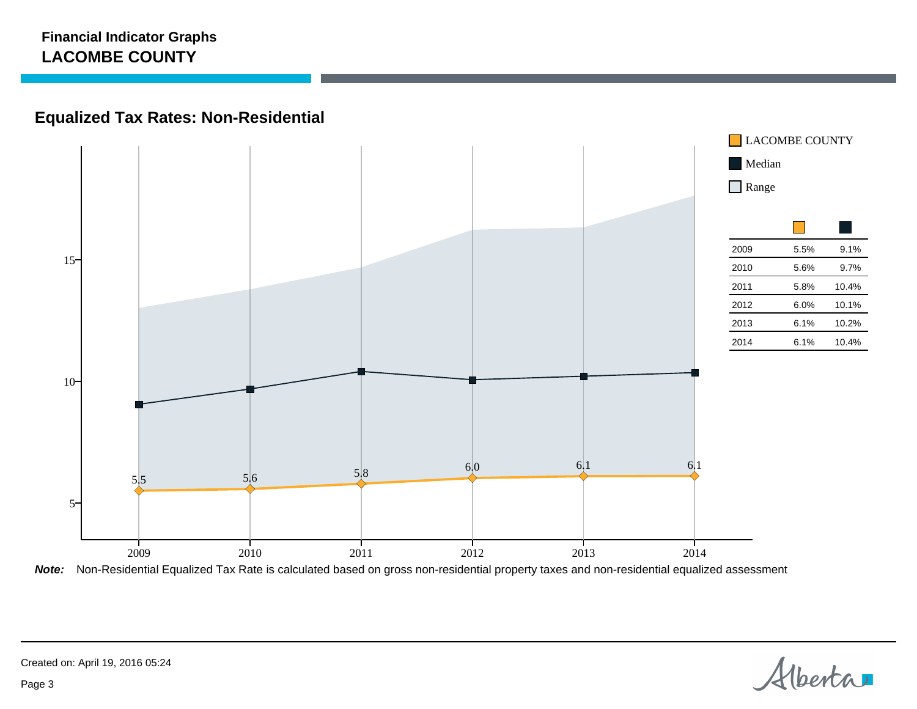**Financial Indicator Graphs**

**LACOMBE COUNTY**

## Equalized Tax Rates: Non-Residential

LACOMBE COUNTY
Median
Range

| | LACOMBE COUNTY | Median |
|---|---|---|
| 2009 | 5.5% | 9.1% |
| 2010 | 5.6% | 9.7% |
| 2011 | 5.8% | 10.4% |
| 2012 | 6.0% | 10.1% |
| 2013 | 6.1% | 10.2% |
| 2014 | 6.1% | 10.4% |

***Note:*** Non-Residential Equalized Tax Rate is calculated based on gross non-residential property taxes and non-residential equalized assessment

Created on: April 19, 2016 05:24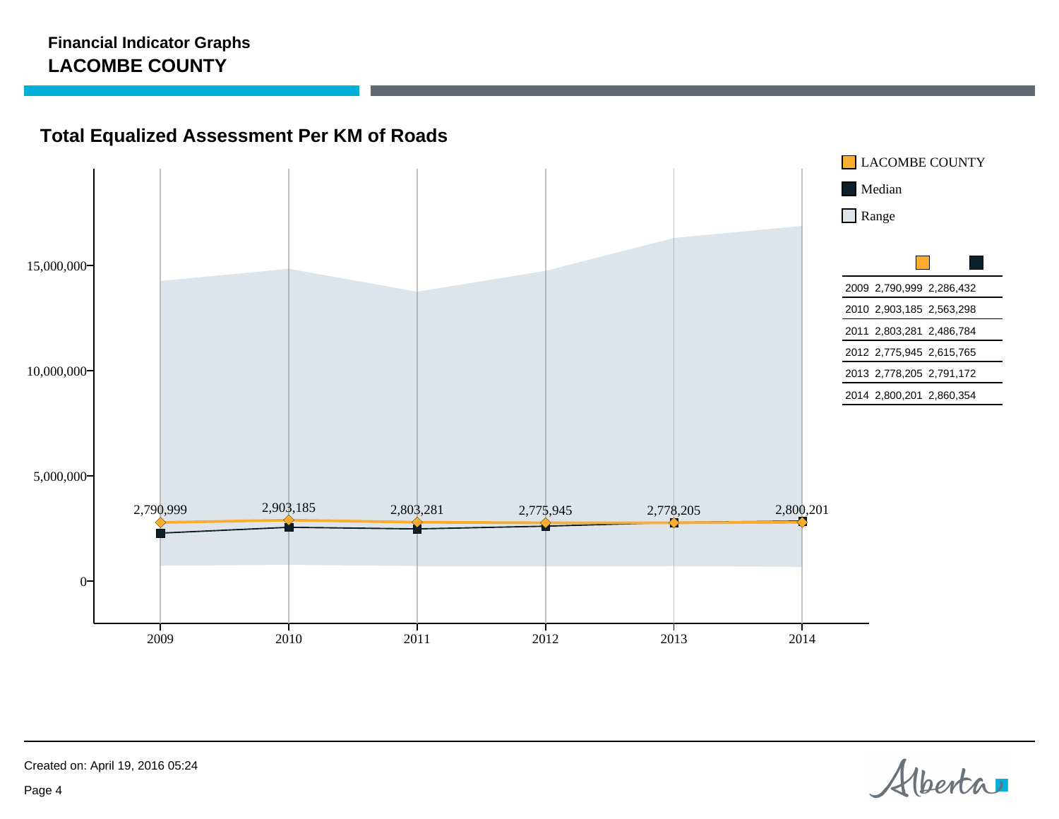**Financial Indicator Graphs**
**LACOMBE COUNTY**

## Total Equalized Assessment Per KM of Roads

Legend: LACOMBE COUNTY, Median, Range

| Year | LACOMBE COUNTY | Median |
|---|---|---|
| 2009 | 2,790,999 | 2,286,432 |
| 2010 | 2,903,185 | 2,563,298 |
| 2011 | 2,803,281 | 2,486,784 |
| 2012 | 2,775,945 | 2,615,765 |
| 2013 | 2,778,205 | 2,791,172 |
| 2014 | 2,800,201 | 2,860,354 |

Created on: April 19, 2016 05:24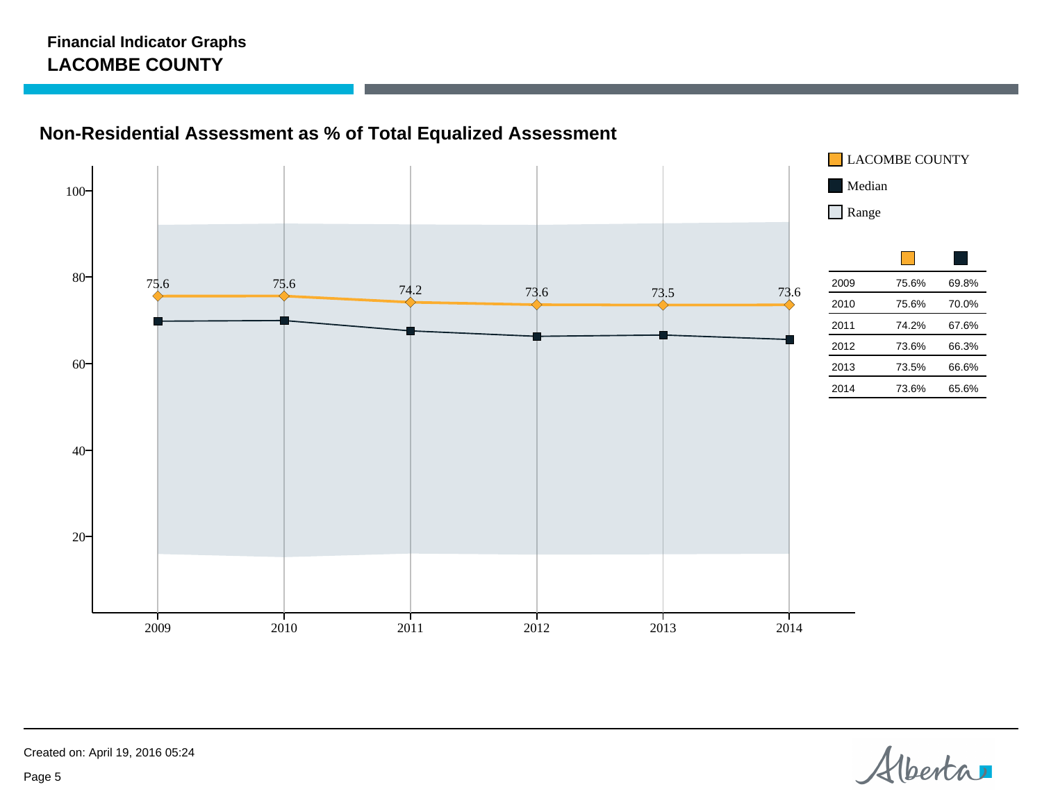**Financial Indicator Graphs**
**LACOMBE COUNTY**

## Non-Residential Assessment as % of Total Equalized Assessment

Legend: LACOMBE COUNTY, Median, Range

| | LACOMBE COUNTY | Median |
|---|---|---|
| 2009 | 75.6% | 69.8% |
| 2010 | 75.6% | 70.0% |
| 2011 | 74.2% | 67.6% |
| 2012 | 73.6% | 66.3% |
| 2013 | 73.5% | 66.6% |
| 2014 | 73.6% | 65.6% |

Created on: April 19, 2016 05:24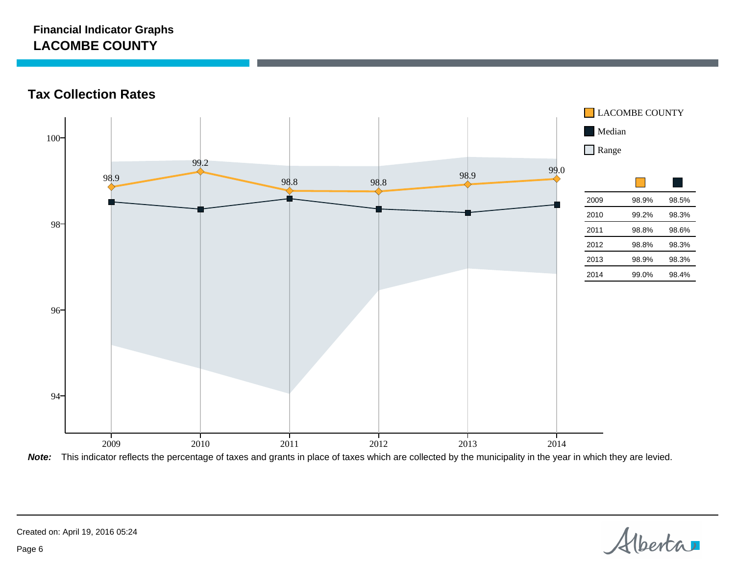**Financial Indicator Graphs**

## LACOMBE COUNTY

### Tax Collection Rates

| | LACOMBE COUNTY | Median |
|---|---|---|
| 2009 | 98.9% | 98.5% |
| 2010 | 99.2% | 98.3% |
| 2011 | 98.8% | 98.6% |
| 2012 | 98.8% | 98.3% |
| 2013 | 98.9% | 98.3% |
| 2014 | 99.0% | 98.4% |

***Note:*** This indicator reflects the percentage of taxes and grants in place of taxes which are collected by the municipality in the year in which they are levied.

Created on: April 19, 2016 05:24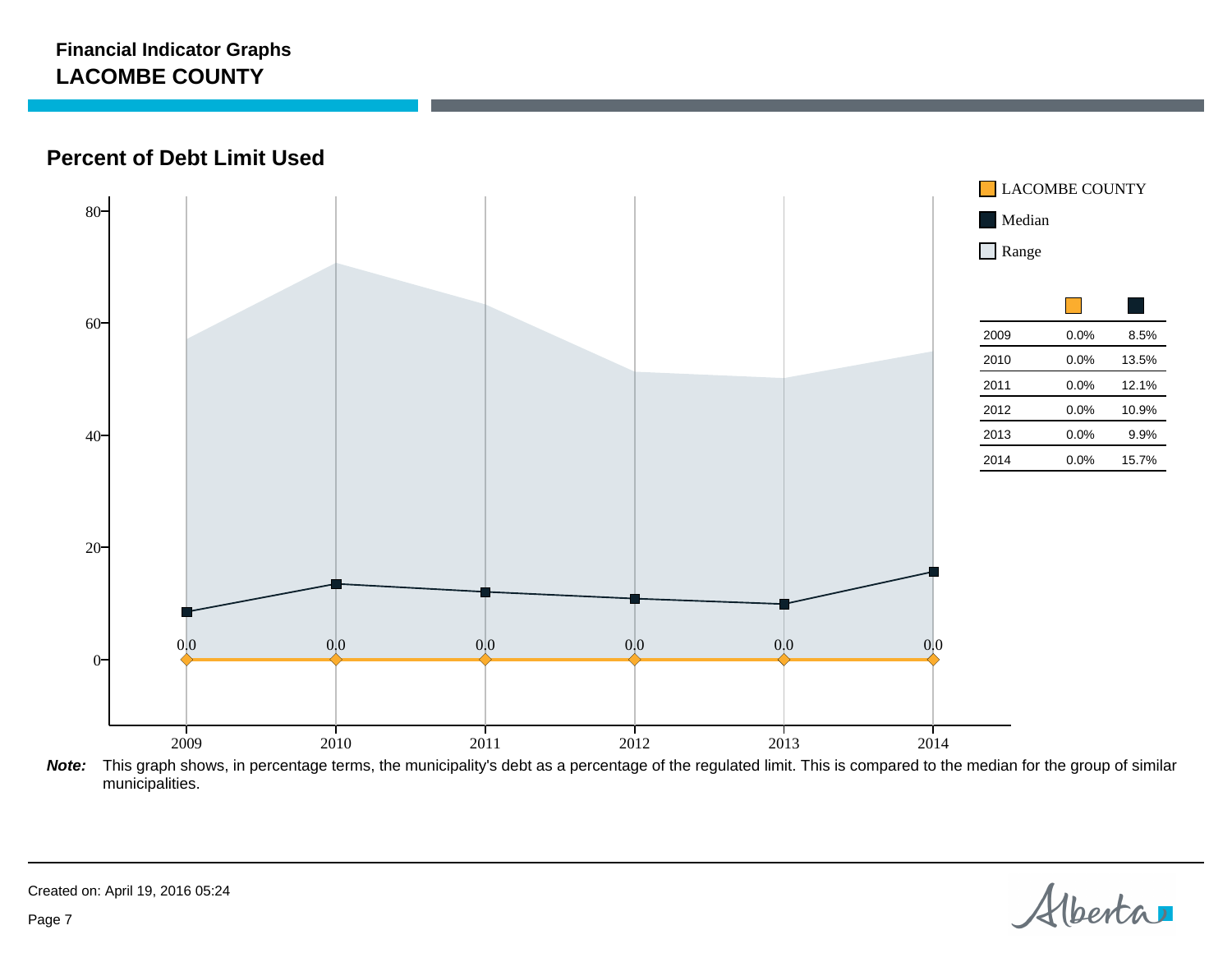**Financial Indicator Graphs**

**LACOMBE COUNTY**

## Percent of Debt Limit Used

| | LACOMBE COUNTY | Median |
|---|---|---|
| 2009 | 0.0% | 8.5% |
| 2010 | 0.0% | 13.5% |
| 2011 | 0.0% | 12.1% |
| 2012 | 0.0% | 10.9% |
| 2013 | 0.0% | 9.9% |
| 2014 | 0.0% | 15.7% |

***Note:*** This graph shows, in percentage terms, the municipality's debt as a percentage of the regulated limit. This is compared to the median for the group of similar municipalities.

Created on: April 19, 2016 05:24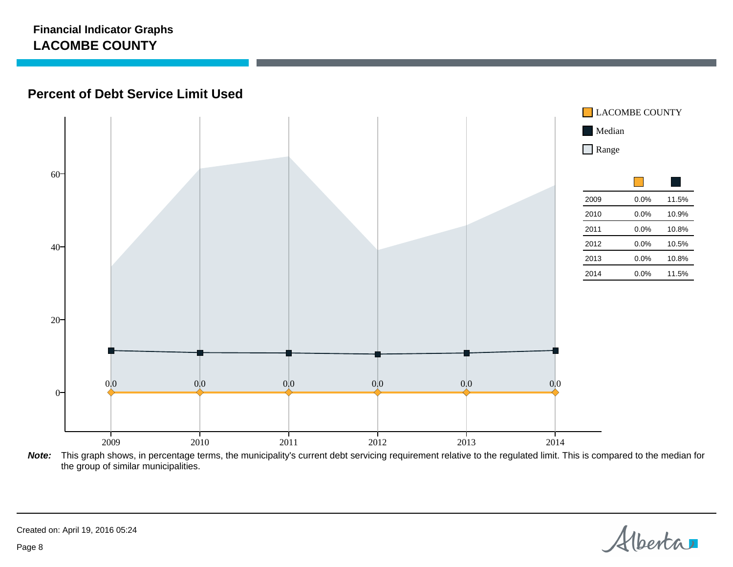**Financial Indicator Graphs**
**LACOMBE COUNTY**

## Percent of Debt Service Limit Used

| | LACOMBE COUNTY | Median |
|---|---|---|
| 2009 | 0.0% | 11.5% |
| 2010 | 0.0% | 10.9% |
| 2011 | 0.0% | 10.8% |
| 2012 | 0.0% | 10.5% |
| 2013 | 0.0% | 10.8% |
| 2014 | 0.0% | 11.5% |

***Note:*** This graph shows, in percentage terms, the municipality's current debt servicing requirement relative to the regulated limit. This is compared to the median for the group of similar municipalities.

Created on: April 19, 2016 05:24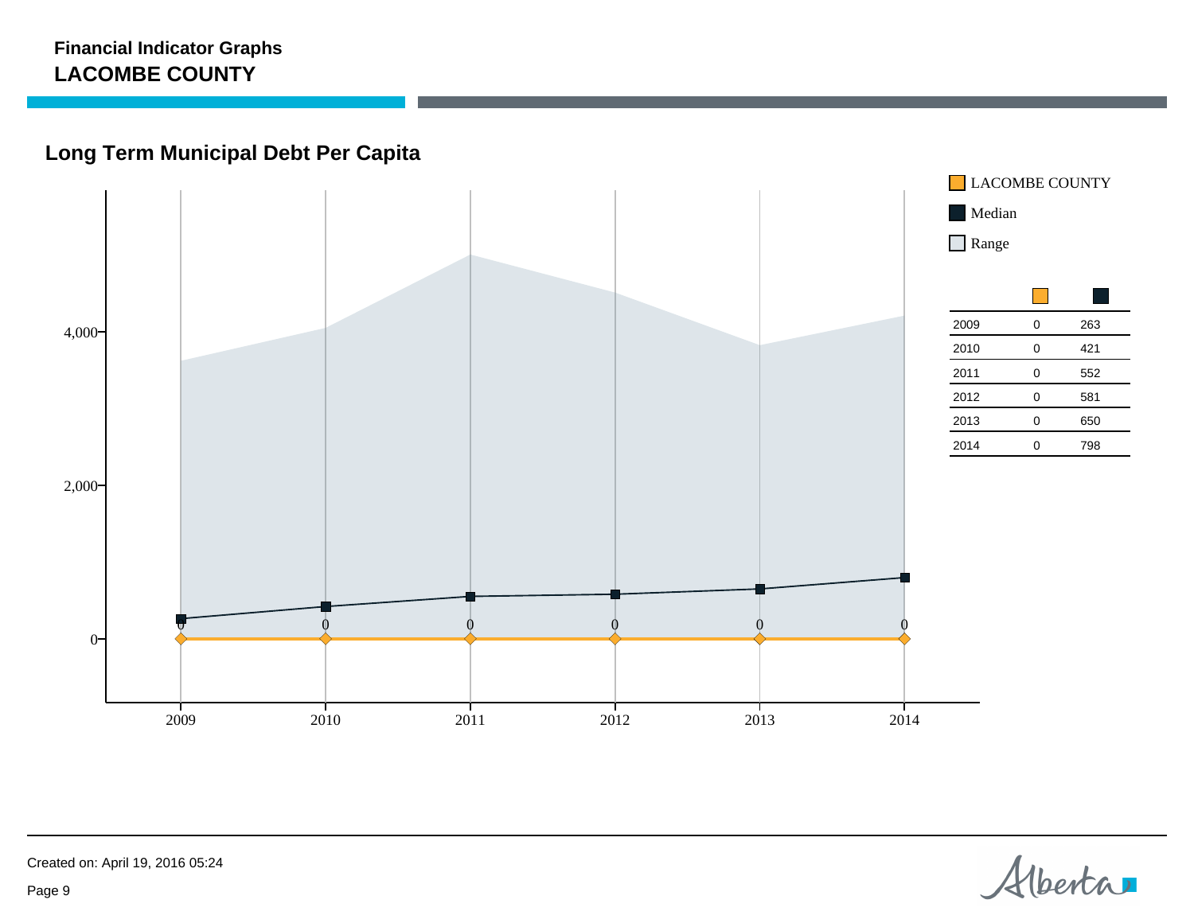**Financial Indicator Graphs**
**LACOMBE COUNTY**

## Long Term Municipal Debt Per Capita

- LACOMBE COUNTY
- Median
- Range

| | LACOMBE COUNTY | Median |
|---|---|---|
| 2009 | 0 | 263 |
| 2010 | 0 | 421 |
| 2011 | 0 | 552 |
| 2012 | 0 | 581 |
| 2013 | 0 | 650 |
| 2014 | 0 | 798 |

Created on: April 19, 2016 05:24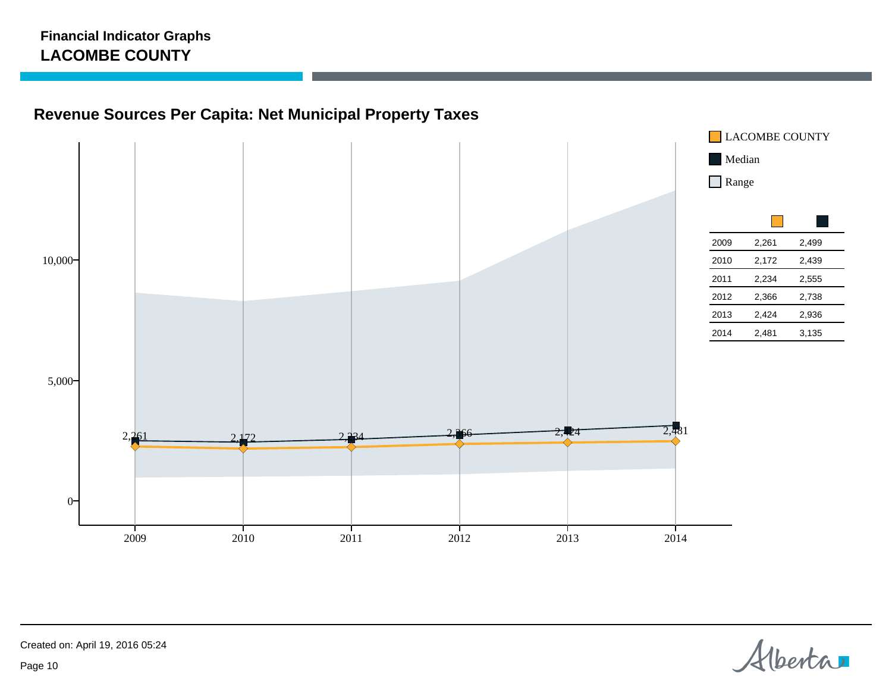**Financial Indicator Graphs**
**LACOMBE COUNTY**

## Revenue Sources Per Capita: Net Municipal Property Taxes

LACOMBE COUNTY
Median
Range

| Year | LACOMBE COUNTY | Median |
|---|---|---|
| 2009 | 2,261 | 2,499 |
| 2010 | 2,172 | 2,439 |
| 2011 | 2,234 | 2,555 |
| 2012 | 2,366 | 2,738 |
| 2013 | 2,424 | 2,936 |
| 2014 | 2,481 | 3,135 |

Created on: April 19, 2016 05:24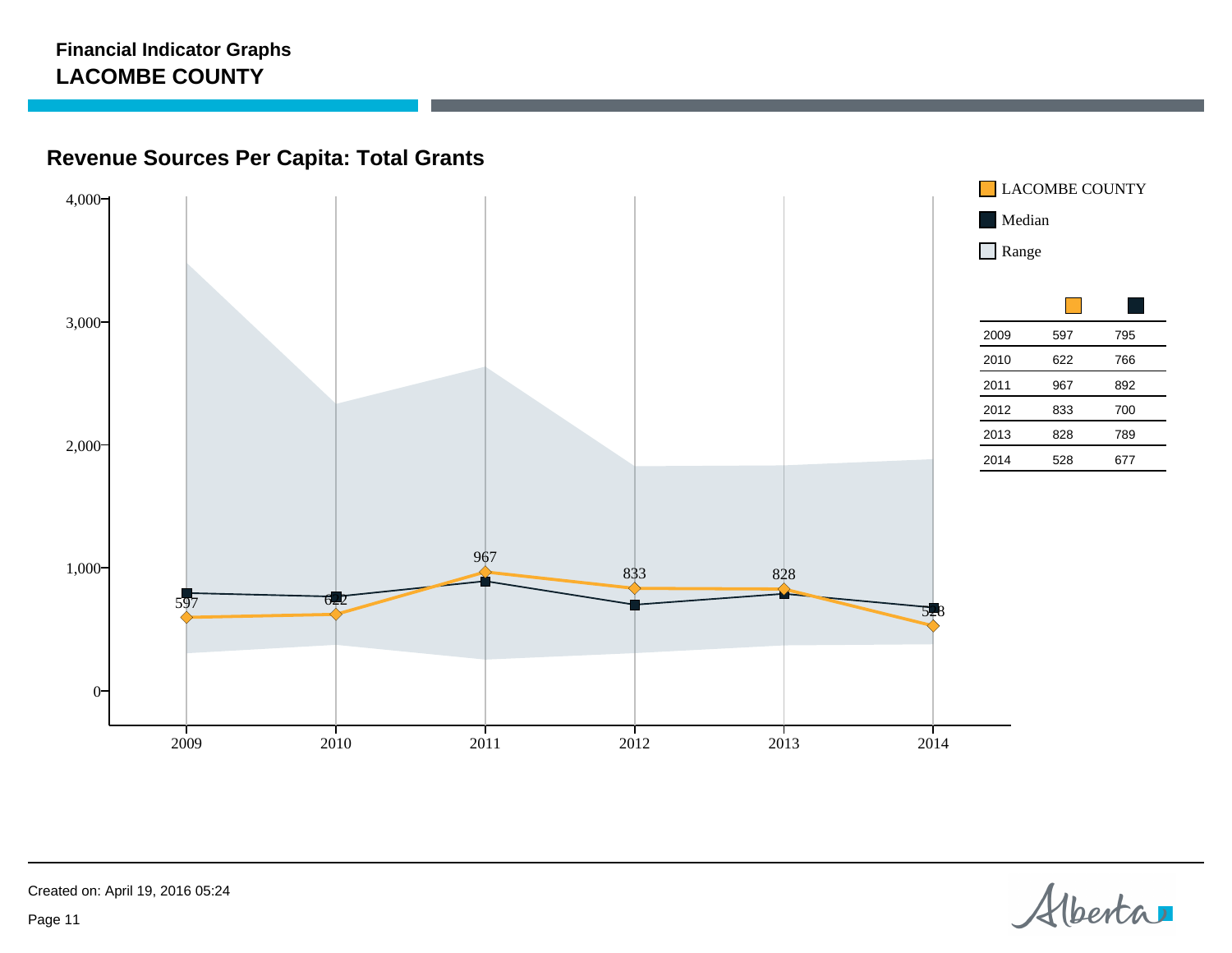**Financial Indicator Graphs**

**LACOMBE COUNTY**

## Revenue Sources Per Capita: Total Grants

LACOMBE COUNTY

Median

Range

| | LACOMBE COUNTY | Median |
|---|---|---|
| 2009 | 597 | 795 |
| 2010 | 622 | 766 |
| 2011 | 967 | 892 |
| 2012 | 833 | 700 |
| 2013 | 828 | 789 |
| 2014 | 528 | 677 |

Created on: April 19, 2016 05:24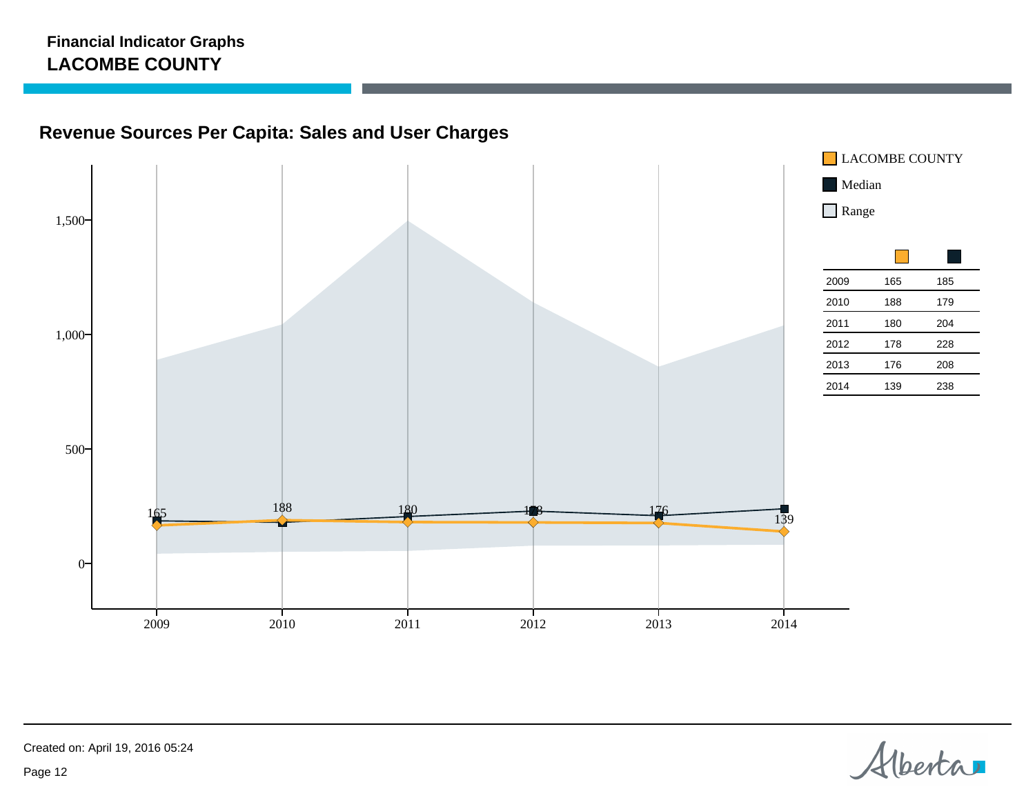**Financial Indicator Graphs**

**LACOMBE COUNTY**

## Revenue Sources Per Capita: Sales and User Charges

| | LACOMBE COUNTY | Median |
|---|---|---|
| 2009 | 165 | 185 |
| 2010 | 188 | 179 |
| 2011 | 180 | 204 |
| 2012 | 178 | 228 |
| 2013 | 176 | 208 |
| 2014 | 139 | 238 |

Created on: April 19, 2016 05:24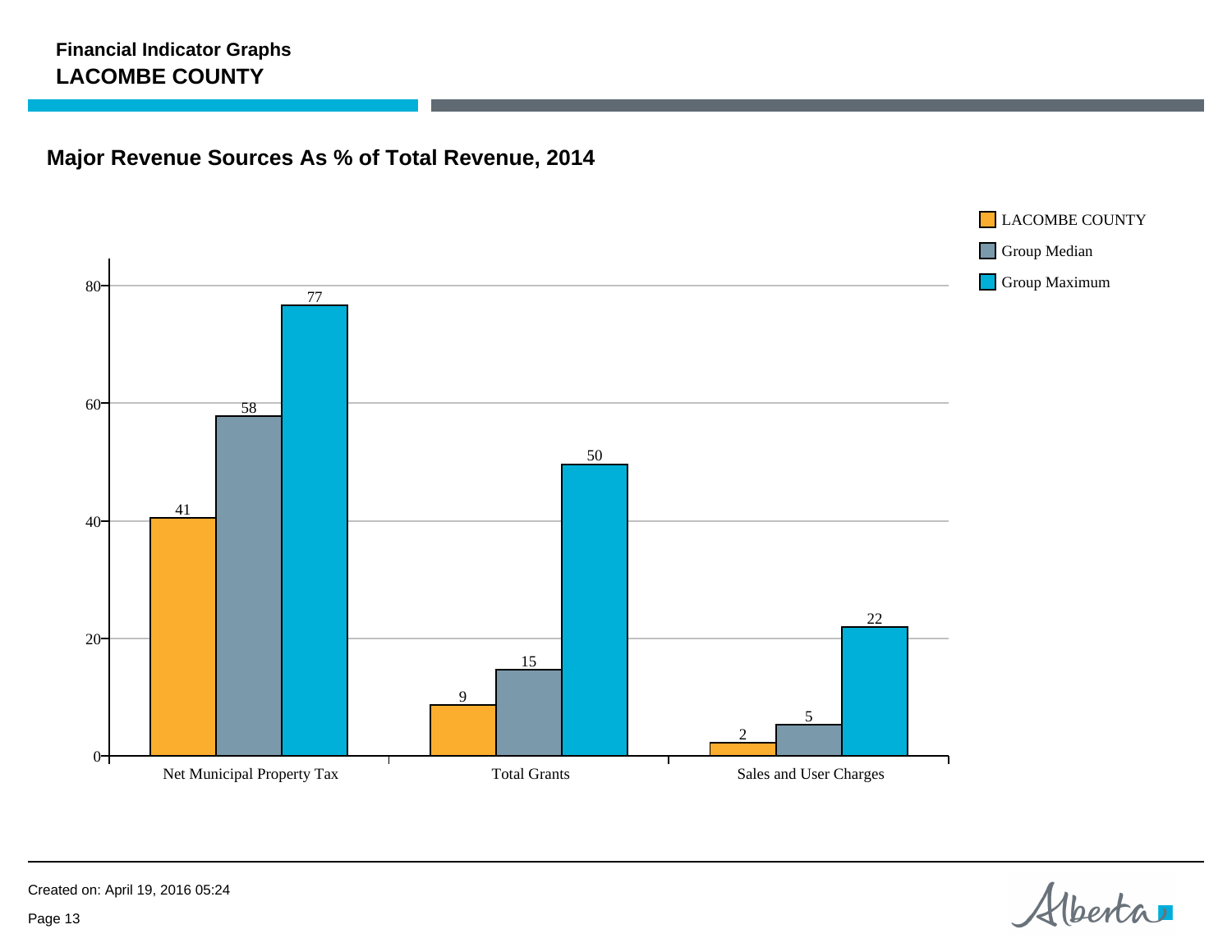**Financial Indicator Graphs**
**LACOMBE COUNTY**

## Major Revenue Sources As % of Total Revenue, 2014

| | LACOMBE COUNTY | Group Median | Group Maximum |
|---|---|---|---|
| Net Municipal Property Tax | 41 | 58 | 77 |
| Total Grants | 9 | 15 | 50 |
| Sales and User Charges | 2 | 5 | 22 |

Created on: April 19, 2016 05:24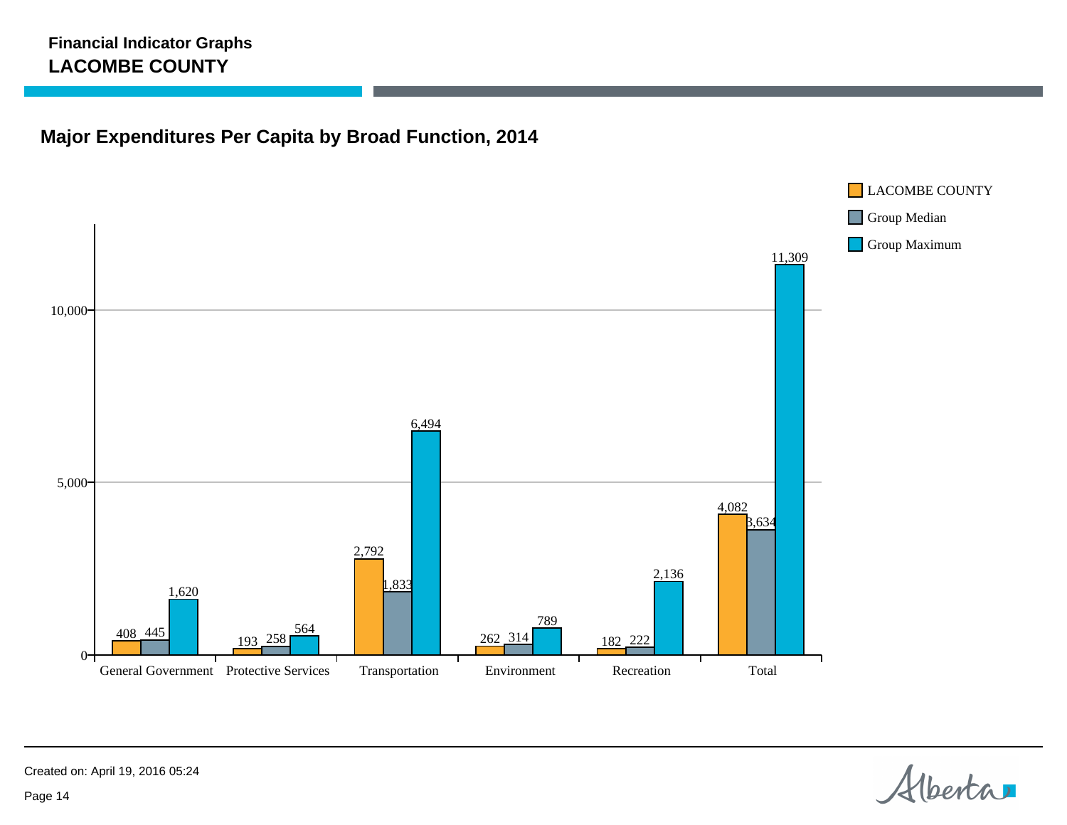## Financial Indicator Graphs
## LACOMBE COUNTY

### Major Expenditures Per Capita by Broad Function, 2014

| Function | LACOMBE COUNTY | Group Median | Group Maximum |
|---|---|---|---|
| General Government | 408 | 445 | 1,620 |
| Protective Services | 193 | 258 | 564 |
| Transportation | 2,792 | 1,833 | 6,494 |
| Environment | 262 | 314 | 789 |
| Recreation | 182 | 222 | 2,136 |
| Total | 4,082 | 3,634 | 11,309 |

Created on: April 19, 2016 05:24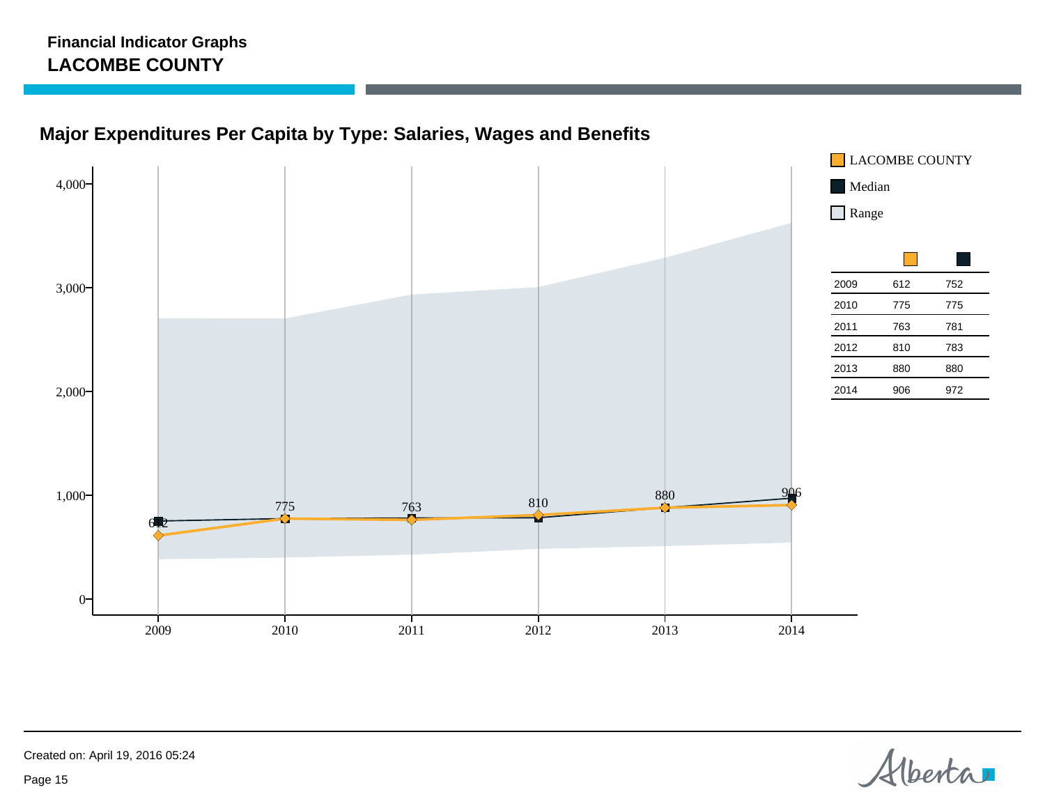**Financial Indicator Graphs**
**LACOMBE COUNTY**

## Major Expenditures Per Capita by Type: Salaries, Wages and Benefits

LACOMBE COUNTY
Median
Range

| | LACOMBE COUNTY | Median |
|---|---|---|
| 2009 | 612 | 752 |
| 2010 | 775 | 775 |
| 2011 | 763 | 781 |
| 2012 | 810 | 783 |
| 2013 | 880 | 880 |
| 2014 | 906 | 972 |

Created on: April 19, 2016 05:24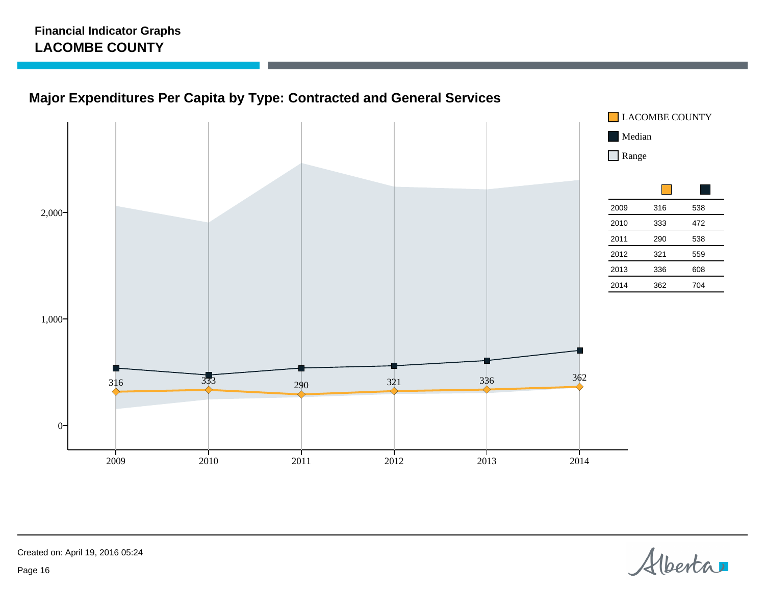**Financial Indicator Graphs**

**LACOMBE COUNTY**

## Major Expenditures Per Capita by Type: Contracted and General Services

LACOMBE COUNTY

Median

Range

| | LACOMBE COUNTY | Median |
|---|---|---|
| 2009 | 316 | 538 |
| 2010 | 333 | 472 |
| 2011 | 290 | 538 |
| 2012 | 321 | 559 |
| 2013 | 336 | 608 |
| 2014 | 362 | 704 |

Created on: April 19, 2016 05:24

Page 16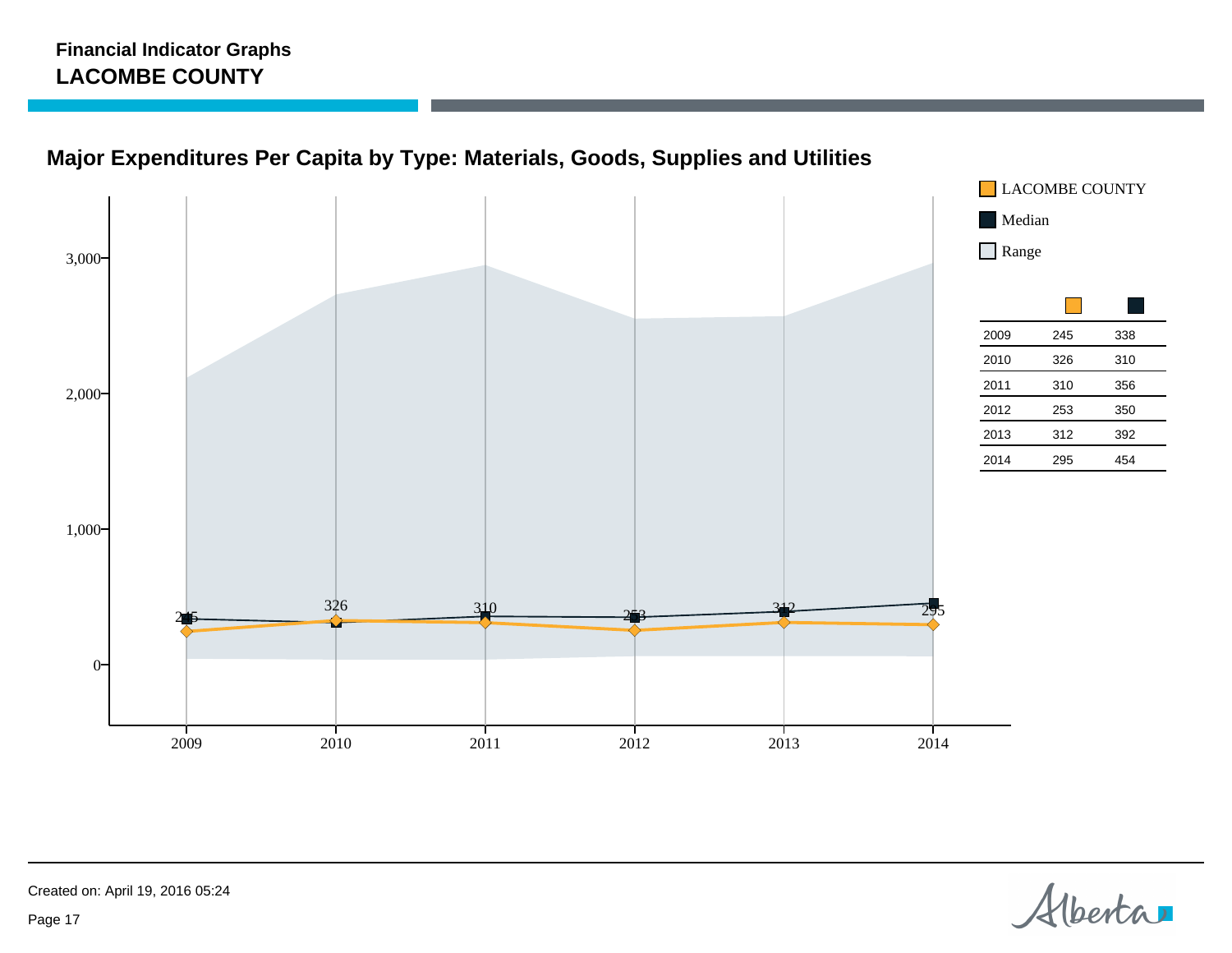**Financial Indicator Graphs**
**LACOMBE COUNTY**

## Major Expenditures Per Capita by Type: Materials, Goods, Supplies and Utilities

| Year | LACOMBE COUNTY | Median |
|---|---|---|
| 2009 | 245 | 338 |
| 2010 | 326 | 310 |
| 2011 | 310 | 356 |
| 2012 | 253 | 350 |
| 2013 | 312 | 392 |
| 2014 | 295 | 454 |

Created on: April 19, 2016 05:24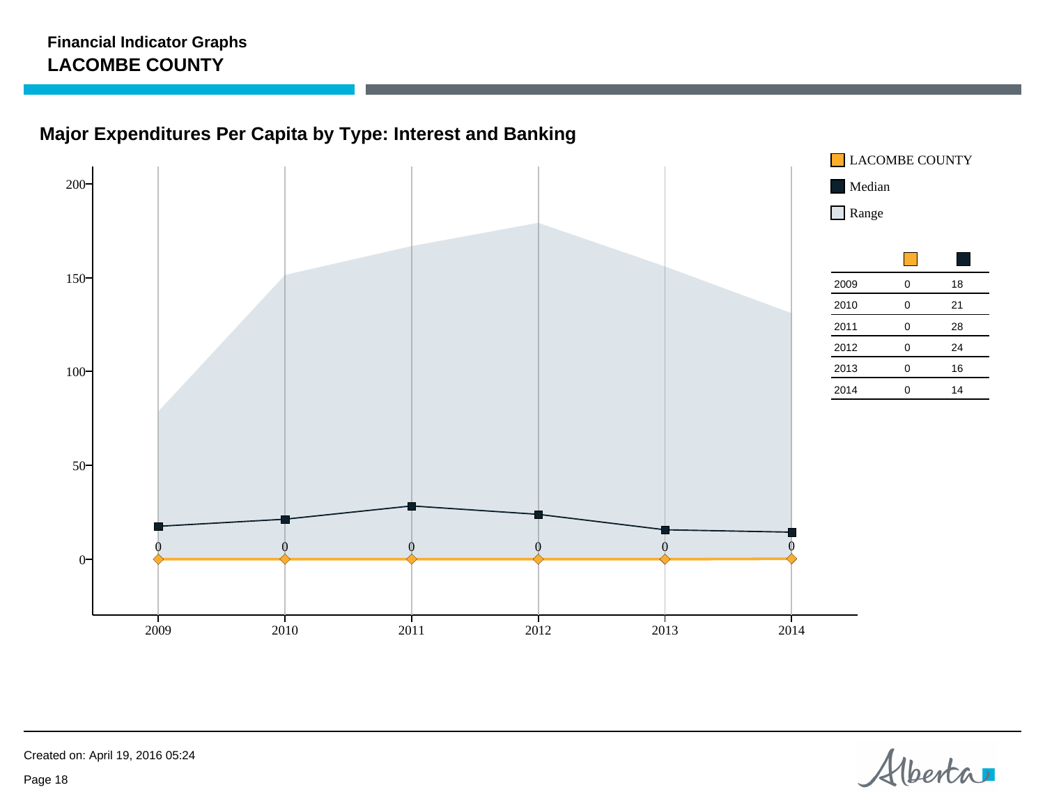**Financial Indicator Graphs**
**LACOMBE COUNTY**

## Major Expenditures Per Capita by Type: Interest and Banking

LACOMBE COUNTY

Median

Range

| Year | LACOMBE COUNTY | Median |
|---|---|---|
| 2009 | 0 | 18 |
| 2010 | 0 | 21 |
| 2011 | 0 | 28 |
| 2012 | 0 | 24 |
| 2013 | 0 | 16 |
| 2014 | 0 | 14 |

Created on: April 19, 2016 05:24

Page 18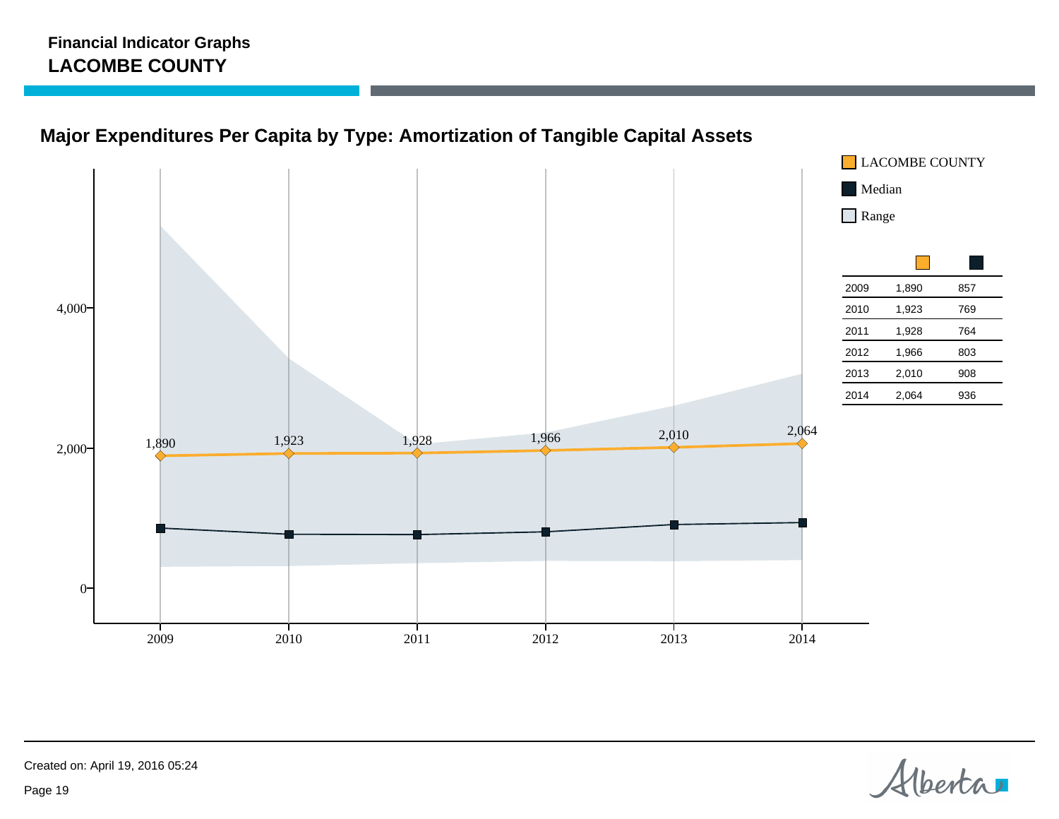Financial Indicator Graphs
**LACOMBE COUNTY**

## Major Expenditures Per Capita by Type: Amortization of Tangible Capital Assets

LACOMBE COUNTY
Median
Range

| | LACOMBE COUNTY | Median |
|---|---|---|
| 2009 | 1,890 | 857 |
| 2010 | 1,923 | 769 |
| 2011 | 1,928 | 764 |
| 2012 | 1,966 | 803 |
| 2013 | 2,010 | 908 |
| 2014 | 2,064 | 936 |

Created on: April 19, 2016 05:24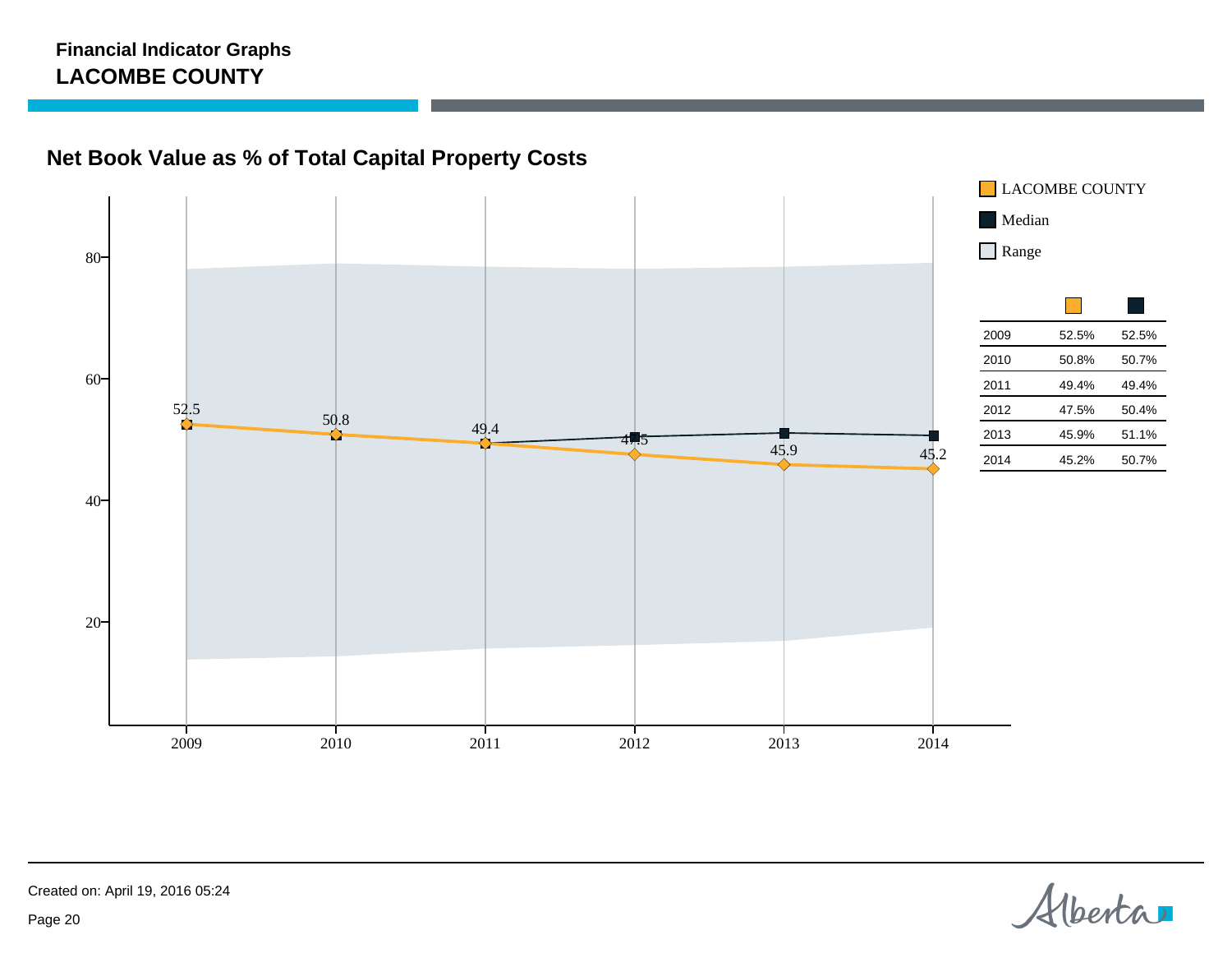**Financial Indicator Graphs**

**LACOMBE COUNTY**

## Net Book Value as % of Total Capital Property Costs

LACOMBE COUNTY

Median

Range

| | LACOMBE COUNTY | Median |
|---|---|---|
| 2009 | 52.5% | 52.5% |
| 2010 | 50.8% | 50.7% |
| 2011 | 49.4% | 49.4% |
| 2012 | 47.5% | 50.4% |
| 2013 | 45.9% | 51.1% |
| 2014 | 45.2% | 50.7% |

Created on: April 19, 2016 05:24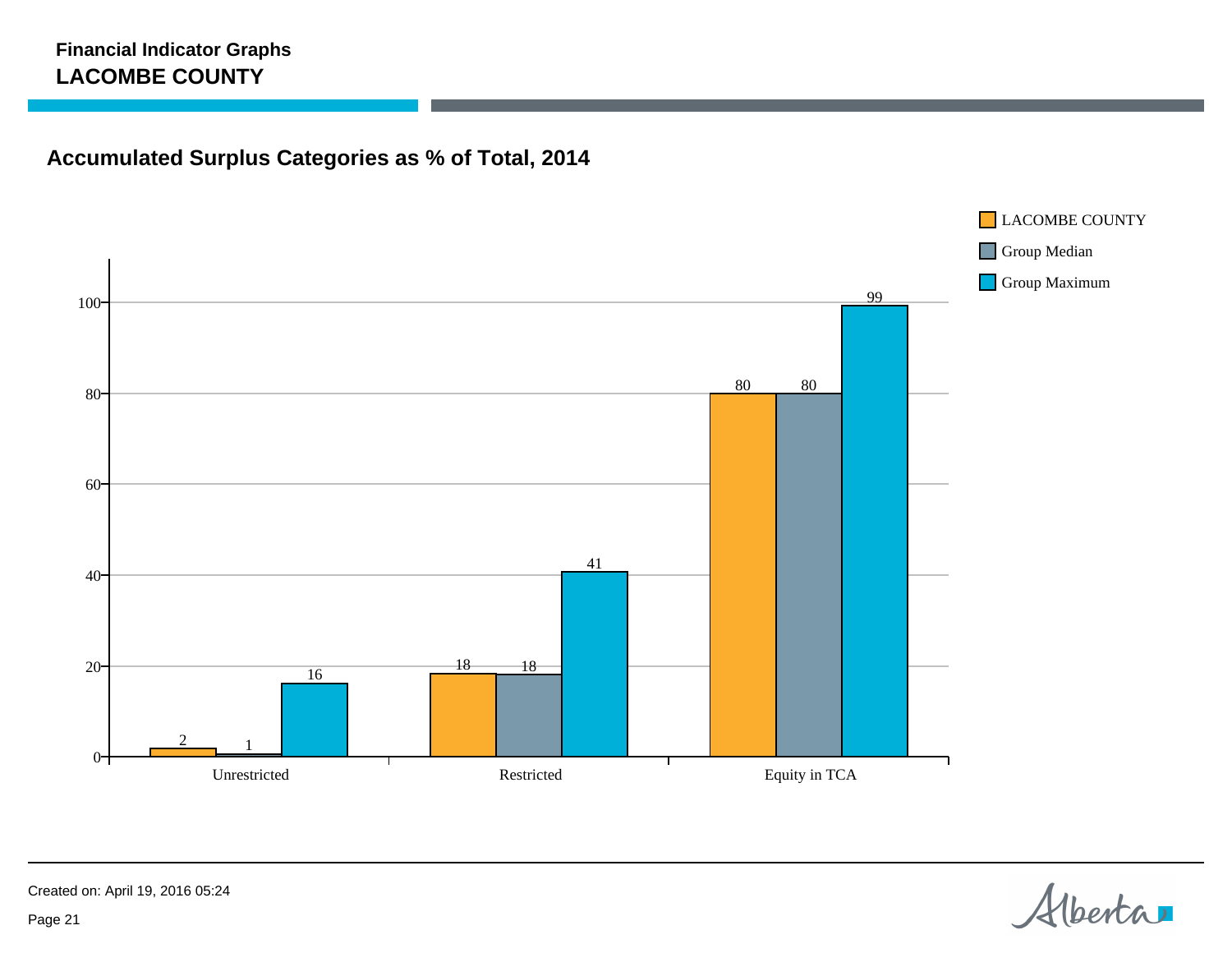**Financial Indicator Graphs**

**LACOMBE COUNTY**

## Accumulated Surplus Categories as % of Total, 2014

| Category | LACOMBE COUNTY | Group Median | Group Maximum |
|---|---|---|---|
| Unrestricted | 2 | 1 | 16 |
| Restricted | 18 | 18 | 41 |
| Equity in TCA | 80 | 80 | 99 |

Created on: April 19, 2016 05:24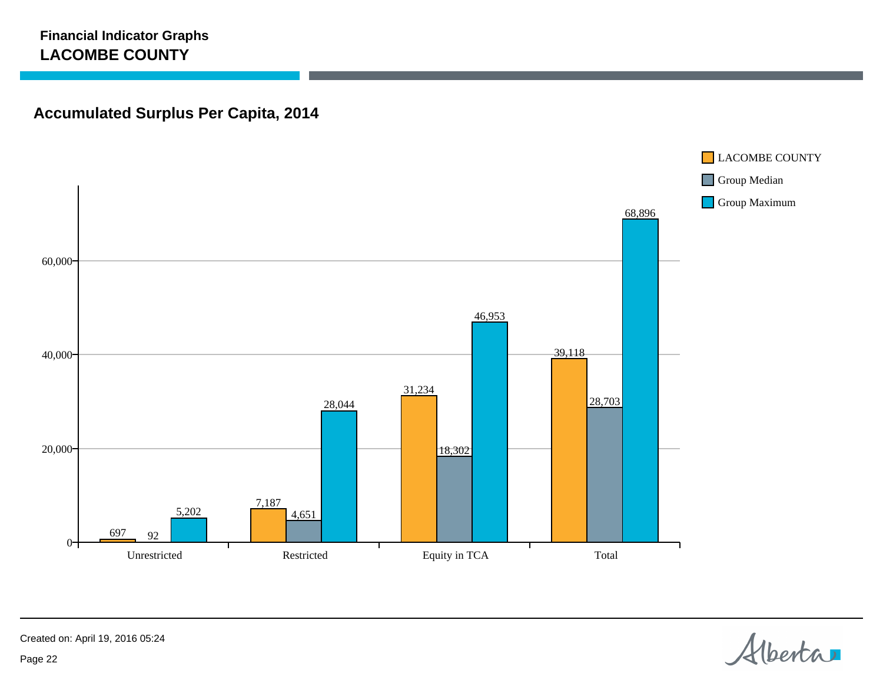**Financial Indicator Graphs**
**LACOMBE COUNTY**

## Accumulated Surplus Per Capita, 2014

| | LACOMBE COUNTY | Group Median | Group Maximum |
|---|---|---|---|
| Unrestricted | 697 | 92 | 5,202 |
| Restricted | 7,187 | 4,651 | 28,044 |
| Equity in TCA | 31,234 | 18,302 | 46,953 |
| Total | 39,118 | 28,703 | 68,896 |

Created on: April 19, 2016 05:24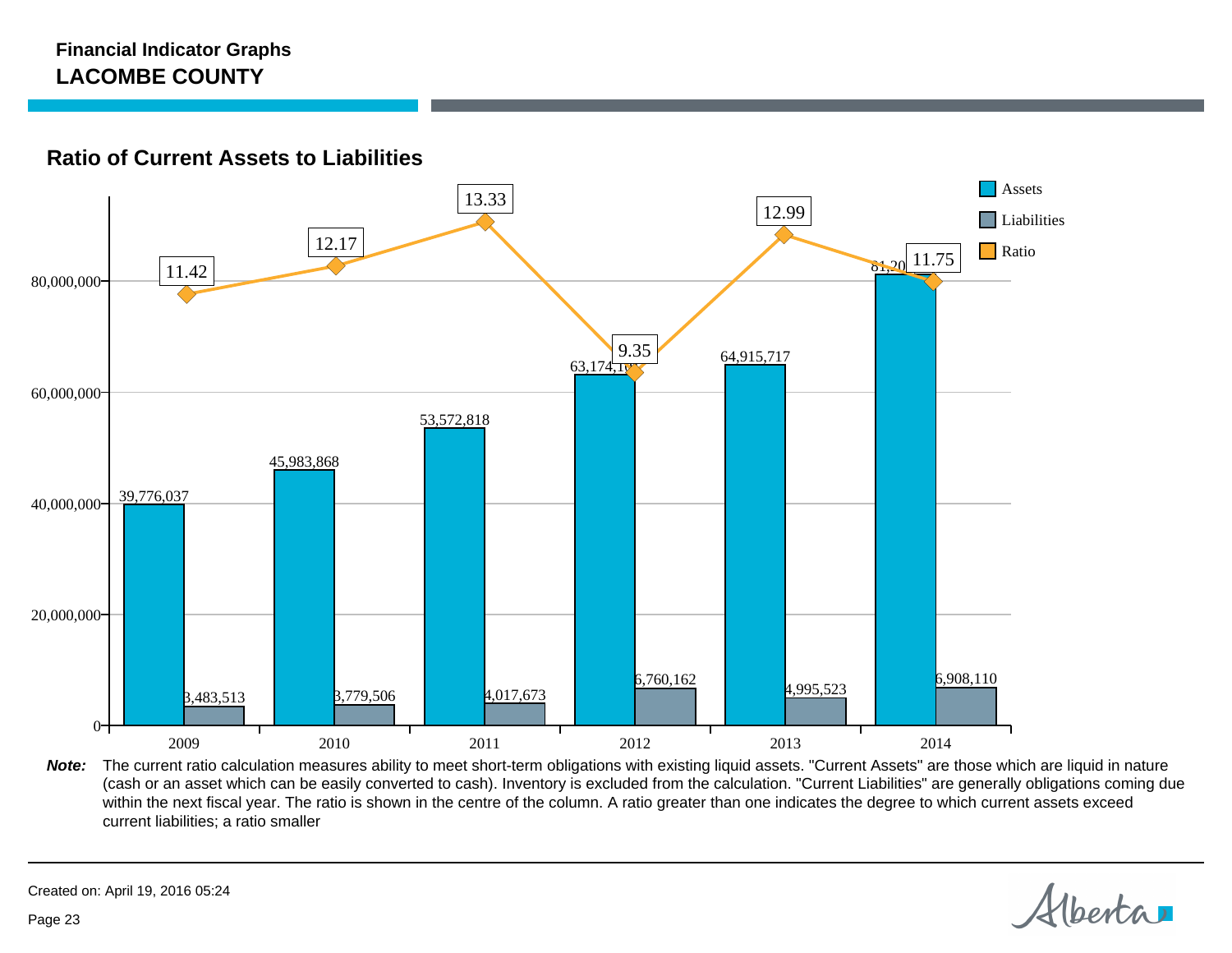**Financial Indicator Graphs**
**LACOMBE COUNTY**

## Ratio of Current Assets to Liabilities

| Year | Assets | Liabilities | Ratio |
|---|---|---|---|
| 2009 | 39,776,037 | 3,483,513 | 11.42 |
| 2010 | 45,983,868 | 3,779,506 | 12.17 |
| 2011 | 53,572,818 | 4,017,673 | 13.33 |
| 2012 | 63,174,1.. | 6,760,162 | 9.35 |
| 2013 | 64,915,717 | 4,995,523 | 12.99 |
| 2014 | 81,20... | 6,908,110 | 11.75 |

***Note:*** The current ratio calculation measures ability to meet short-term obligations with existing liquid assets. "Current Assets" are those which are liquid in nature (cash or an asset which can be easily converted to cash). Inventory is excluded from the calculation. "Current Liabilities" are generally obligations coming due within the next fiscal year. The ratio is shown in the centre of the column. A ratio greater than one indicates the degree to which current assets exceed current liabilities; a ratio smaller

Created on: April 19, 2016 05:24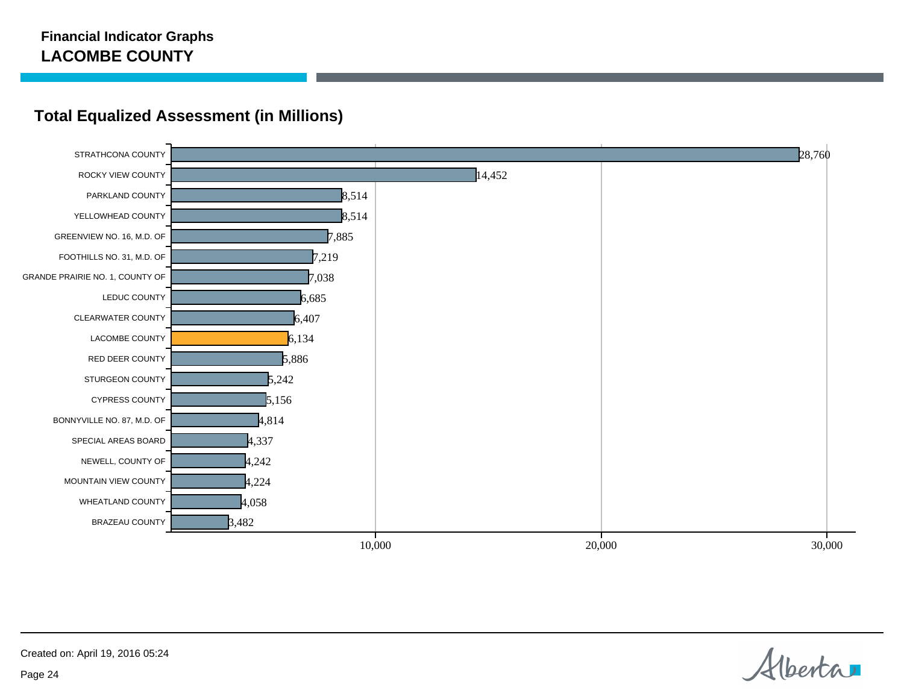**Financial Indicator Graphs**
**LACOMBE COUNTY**

## Total Equalized Assessment (in Millions)

| Municipality | Total Equalized Assessment (in Millions) |
|---|---|
| STRATHCONA COUNTY | 28,760 |
| ROCKY VIEW COUNTY | 14,452 |
| PARKLAND COUNTY | 8,514 |
| YELLOWHEAD COUNTY | 8,514 |
| GREENVIEW NO. 16, M.D. OF | 7,885 |
| FOOTHILLS NO. 31, M.D. OF | 7,219 |
| GRANDE PRAIRIE NO. 1, COUNTY OF | 7,038 |
| LEDUC COUNTY | 6,685 |
| CLEARWATER COUNTY | 6,407 |
| LACOMBE COUNTY | 6,134 |
| RED DEER COUNTY | 5,886 |
| STURGEON COUNTY | 5,242 |
| CYPRESS COUNTY | 5,156 |
| BONNYVILLE NO. 87, M.D. OF | 4,814 |
| SPECIAL AREAS BOARD | 4,337 |
| NEWELL, COUNTY OF | 4,242 |
| MOUNTAIN VIEW COUNTY | 4,224 |
| WHEATLAND COUNTY | 4,058 |
| BRAZEAU COUNTY | 3,482 |

Created on: April 19, 2016 05:24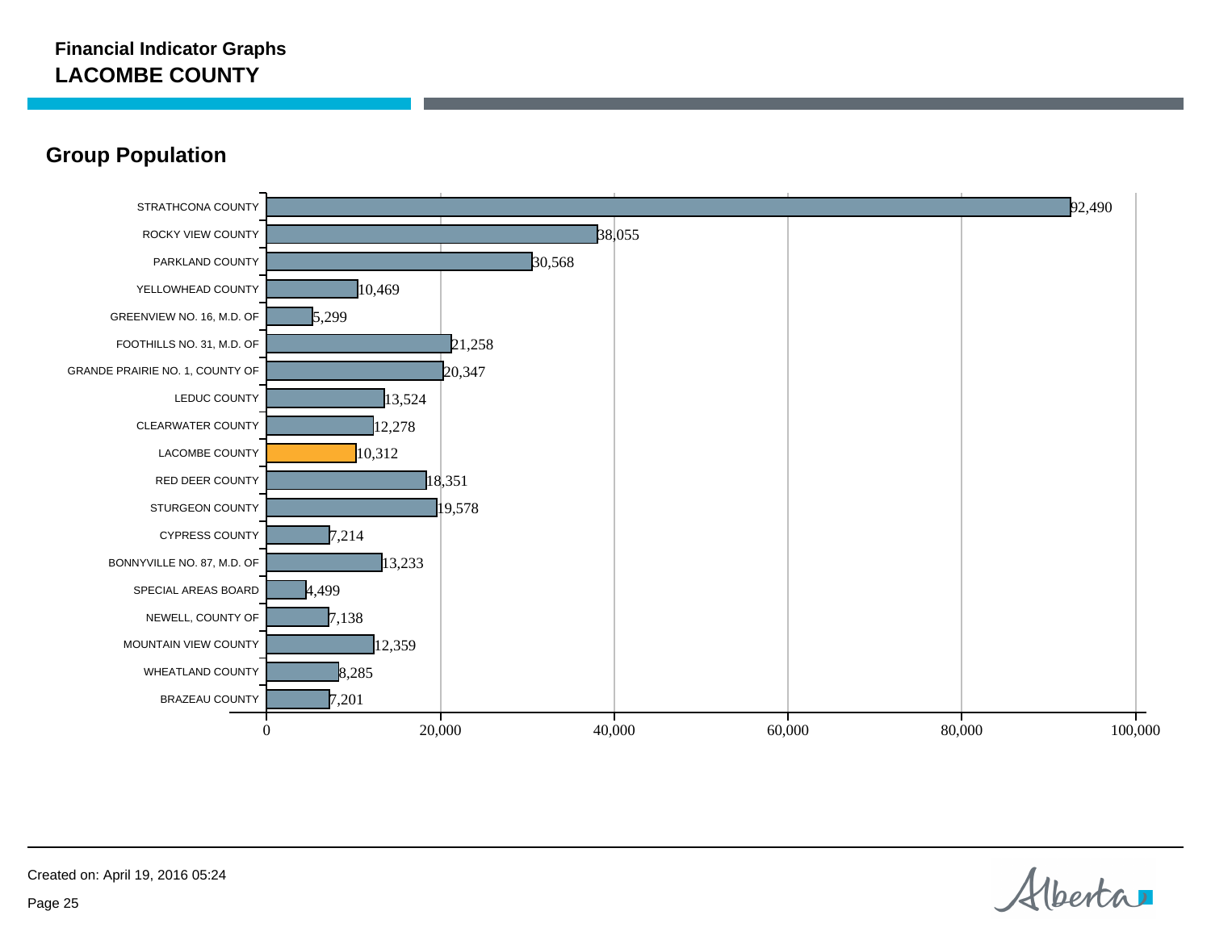**Financial Indicator Graphs**
**LACOMBE COUNTY**

## Group Population

| Municipality | Population |
|---|---|
| STRATHCONA COUNTY | 92,490 |
| ROCKY VIEW COUNTY | 38,055 |
| PARKLAND COUNTY | 30,568 |
| YELLOWHEAD COUNTY | 10,469 |
| GREENVIEW NO. 16, M.D. OF | 5,299 |
| FOOTHILLS NO. 31, M.D. OF | 21,258 |
| GRANDE PRAIRIE NO. 1, COUNTY OF | 20,347 |
| LEDUC COUNTY | 13,524 |
| CLEARWATER COUNTY | 12,278 |
| LACOMBE COUNTY | 10,312 |
| RED DEER COUNTY | 18,351 |
| STURGEON COUNTY | 19,578 |
| CYPRESS COUNTY | 7,214 |
| BONNYVILLE NO. 87, M.D. OF | 13,233 |
| SPECIAL AREAS BOARD | 4,499 |
| NEWELL, COUNTY OF | 7,138 |
| MOUNTAIN VIEW COUNTY | 12,359 |
| WHEATLAND COUNTY | 8,285 |
| BRAZEAU COUNTY | 7,201 |

Created on: April 19, 2016 05:24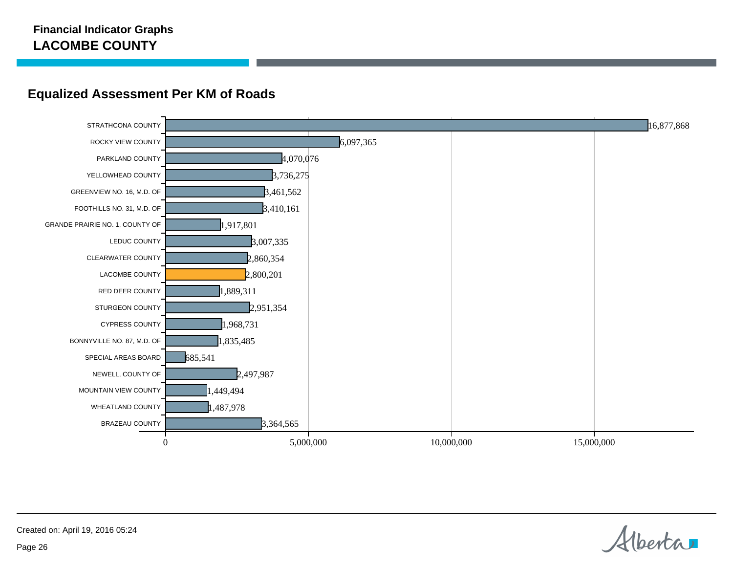**Financial Indicator Graphs**
**LACOMBE COUNTY**

## Equalized Assessment Per KM of Roads

STRATHCONA COUNTY 16,877,868
ROCKY VIEW COUNTY 6,097,365
PARKLAND COUNTY 4,070,076
YELLOWHEAD COUNTY 3,736,275
GREENVIEW NO. 16, M.D. OF 3,461,562
FOOTHILLS NO. 31, M.D. OF 3,410,161
GRANDE PRAIRIE NO. 1, COUNTY OF 1,917,801
LEDUC COUNTY 3,007,335
CLEARWATER COUNTY 2,860,354
LACOMBE COUNTY 2,800,201
RED DEER COUNTY 1,889,311
STURGEON COUNTY 2,951,354
CYPRESS COUNTY 1,968,731
BONNYVILLE NO. 87, M.D. OF 1,835,485
SPECIAL AREAS BOARD 685,541
NEWELL, COUNTY OF 2,497,987
MOUNTAIN VIEW COUNTY 1,449,494
WHEATLAND COUNTY 1,487,978
BRAZEAU COUNTY 3,364,565

0
5,000,000
10,000,000
15,000,000

Created on: April 19, 2016 05:24